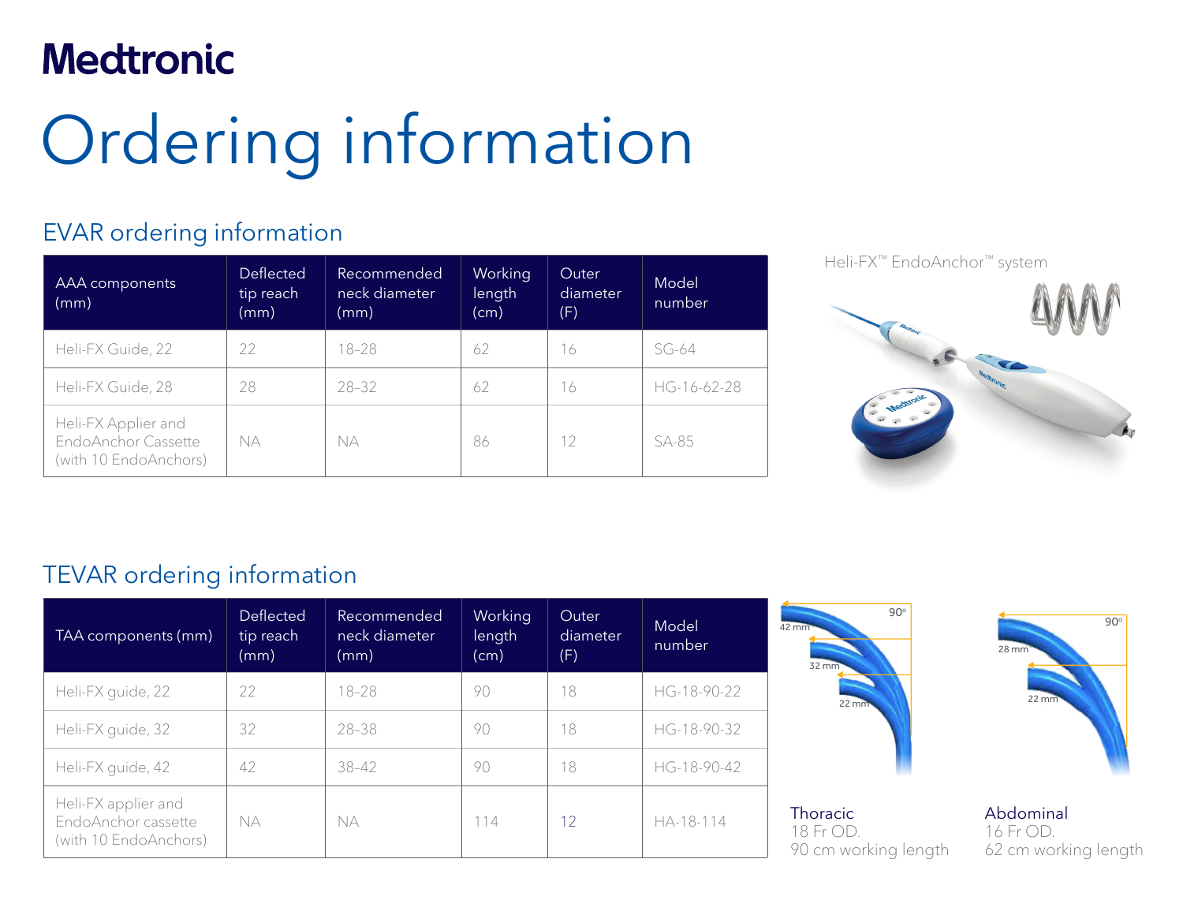Medtronic

# Ordering information

## EVAR ordering information

| AAA components (mm) | Deflected tip reach (mm) | Recommended neck diameter (mm) | Working length (cm) | Outer diameter (F) | Model number |
|---|---|---|---|---|---|
| Heli-FX Guide, 22 | 22 | 18–28 | 62 | 16 | SG-64 |
| Heli-FX Guide, 28 | 28 | 28–32 | 62 | 16 | HG-16-62-28 |
| Heli-FX Applier and EndoAnchor Cassette (with 10 EndoAnchors) | NA | NA | 86 | 12 | SA-85 |

Heli-FX™ EndoAnchor™ system

## TEVAR ordering information

| TAA components (mm) | Deflected tip reach (mm) | Recommended neck diameter (mm) | Working length (cm) | Outer diameter (F) | Model number |
|---|---|---|---|---|---|
| Heli-FX guide, 22 | 22 | 18–28 | 90 | 18 | HG-18-90-22 |
| Heli-FX guide, 32 | 32 | 28–38 | 90 | 18 | HG-18-90-32 |
| Heli-FX guide, 42 | 42 | 38–42 | 90 | 18 | HG-18-90-42 |
| Heli-FX applier and EndoAnchor cassette (with 10 EndoAnchors) | NA | NA | 114 | 12 | HA-18-114 |

42 mm, 32 mm, 22 mm, 90°

Thoracic
18 Fr OD.
90 cm working length

28 mm, 22 mm, 90°

Abdominal
16 Fr OD.
62 cm working length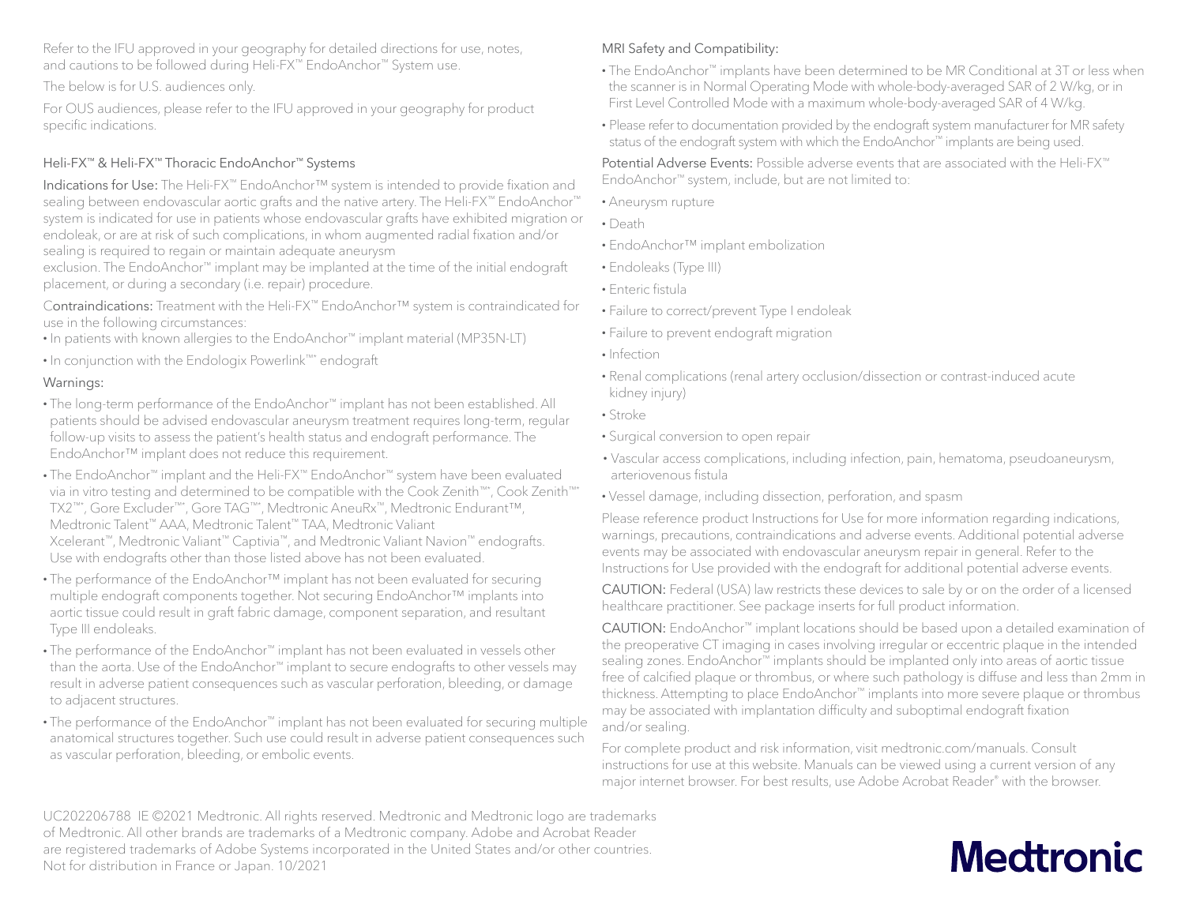Refer to the IFU approved in your geography for detailed directions for use, notes, and cautions to be followed during Heli-FX™ EndoAnchor™ System use.

The below is for U.S. audiences only.

For OUS audiences, please refer to the IFU approved in your geography for product specific indications.

### Heli-FX™ & Heli-FX™ Thoracic EndoAnchor™ Systems

**Indications for Use:** The Heli-FX™ EndoAnchor™ system is intended to provide fixation and sealing between endovascular aortic grafts and the native artery. The Heli-FX™ EndoAnchor™ system is indicated for use in patients whose endovascular grafts have exhibited migration or endoleak, or are at risk of such complications, in whom augmented radial fixation and/or sealing is required to regain or maintain adequate aneurysm exclusion. The EndoAnchor™ implant may be implanted at the time of the initial endograft placement, or during a secondary (i.e. repair) procedure.

**Contraindications:** Treatment with the Heli-FX™ EndoAnchor™ system is contraindicated for use in the following circumstances:

- In patients with known allergies to the EndoAnchor™ implant material (MP35N-LT)
- In conjunction with the Endologix Powerlink™* endograft

**Warnings:**

- The long-term performance of the EndoAnchor™ implant has not been established. All patients should be advised endovascular aneurysm treatment requires long-term, regular follow-up visits to assess the patient's health status and endograft performance. The EndoAnchor™ implant does not reduce this requirement.
- The EndoAnchor™ implant and the Heli-FX™ EndoAnchor™ system have been evaluated via in vitro testing and determined to be compatible with the Cook Zenith™*, Cook Zenith™* TX2™*, Gore Excluder™*, Gore TAG™*, Medtronic AneuRx™, Medtronic Endurant™, Medtronic Talent™ AAA, Medtronic Talent™ TAA, Medtronic Valiant Xcelerant™, Medtronic Valiant™ Captivia™, and Medtronic Valiant Navion™ endografts. Use with endografts other than those listed above has not been evaluated.
- The performance of the EndoAnchor™ implant has not been evaluated for securing multiple endograft components together. Not securing EndoAnchor™ implants into aortic tissue could result in graft fabric damage, component separation, and resultant Type III endoleaks.
- The performance of the EndoAnchor™ implant has not been evaluated in vessels other than the aorta. Use of the EndoAnchor™ implant to secure endografts to other vessels may result in adverse patient consequences such as vascular perforation, bleeding, or damage to adjacent structures.
- The performance of the EndoAnchor™ implant has not been evaluated for securing multiple anatomical structures together. Such use could result in adverse patient consequences such as vascular perforation, bleeding, or embolic events.

**MRI Safety and Compatibility:**

- The EndoAnchor™ implants have been determined to be MR Conditional at 3T or less when the scanner is in Normal Operating Mode with whole-body-averaged SAR of 2 W/kg, or in First Level Controlled Mode with a maximum whole-body-averaged SAR of 4 W/kg.
- Please refer to documentation provided by the endograft system manufacturer for MR safety status of the endograft system with which the EndoAnchor™ implants are being used.

**Potential Adverse Events:** Possible adverse events that are associated with the Heli-FX™ EndoAnchor™ system, include, but are not limited to:

- Aneurysm rupture
- Death
- EndoAnchor™ implant embolization
- Endoleaks (Type III)
- Enteric fistula
- Failure to correct/prevent Type I endoleak
- Failure to prevent endograft migration
- Infection
- Renal complications (renal artery occlusion/dissection or contrast-induced acute kidney injury)
- Stroke
- Surgical conversion to open repair
- Vascular access complications, including infection, pain, hematoma, pseudoaneurysm, arteriovenous fistula
- Vessel damage, including dissection, perforation, and spasm

Please reference product Instructions for Use for more information regarding indications, warnings, precautions, contraindications and adverse events. Additional potential adverse events may be associated with endovascular aneurysm repair in general. Refer to the Instructions for Use provided with the endograft for additional potential adverse events.

**CAUTION:** Federal (USA) law restricts these devices to sale by or on the order of a licensed healthcare practitioner. See package inserts for full product information.

**CAUTION:** EndoAnchor™ implant locations should be based upon a detailed examination of the preoperative CT imaging in cases involving irregular or eccentric plaque in the intended sealing zones. EndoAnchor™ implants should be implanted only into areas of aortic tissue free of calcified plaque or thrombus, or where such pathology is diffuse and less than 2mm in thickness. Attempting to place EndoAnchor™ implants into more severe plaque or thrombus may be associated with implantation difficulty and suboptimal endograft fixation and/or sealing.

For complete product and risk information, visit medtronic.com/manuals. Consult instructions for use at this website. Manuals can be viewed using a current version of any major internet browser. For best results, use Adobe Acrobat Reader® with the browser.

UC202206788 IE ©2021 Medtronic. All rights reserved. Medtronic and Medtronic logo are trademarks of Medtronic. All other brands are trademarks of a Medtronic company. Adobe and Acrobat Reader are registered trademarks of Adobe Systems incorporated in the United States and/or other countries. Not for distribution in France or Japan. 10/2021

Medtronic